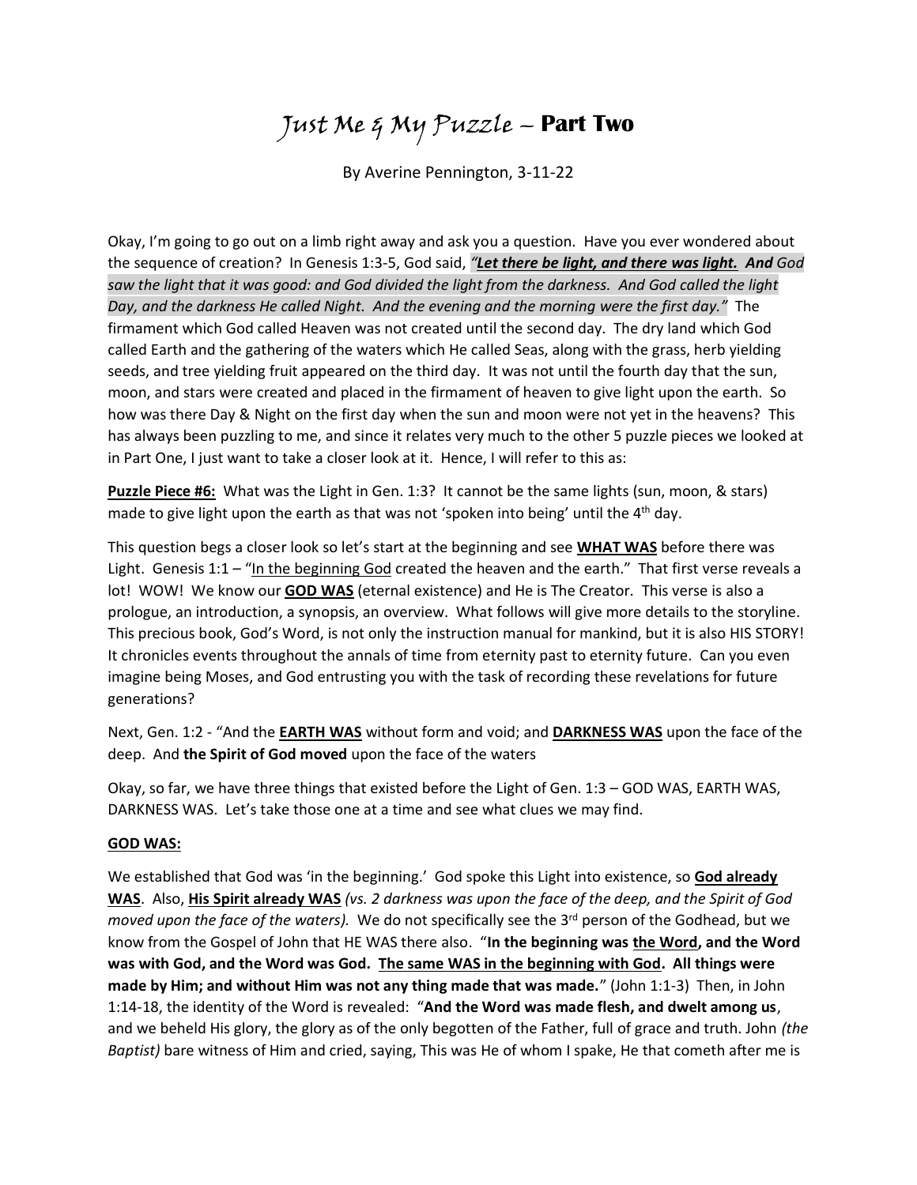# *Just Me & My Puzzle* – **Part Two**

By Averine Pennington, 3-11-22

Okay, I'm going to go out on a limb right away and ask you a question. Have you ever wondered about the sequence of creation? In Genesis 1:3-5, God said, ***"Let there be light, and there was light. And*** *God saw the light that it was good: and God divided the light from the darkness. And God called the light Day, and the darkness He called Night. And the evening and the morning were the first day."* The firmament which God called Heaven was not created until the second day. The dry land which God called Earth and the gathering of the waters which He called Seas, along with the grass, herb yielding seeds, and tree yielding fruit appeared on the third day. It was not until the fourth day that the sun, moon, and stars were created and placed in the firmament of heaven to give light upon the earth. So how was there Day & Night on the first day when the sun and moon were not yet in the heavens? This has always been puzzling to me, and since it relates very much to the other 5 puzzle pieces we looked at in Part One, I just want to take a closer look at it. Hence, I will refer to this as:

**Puzzle Piece #6:** What was the Light in Gen. 1:3? It cannot be the same lights (sun, moon, & stars) made to give light upon the earth as that was not 'spoken into being' until the 4th day.

This question begs a closer look so let's start at the beginning and see **WHAT WAS** before there was Light. Genesis 1:1 – "In the beginning God created the heaven and the earth." That first verse reveals a lot! WOW! We know our **GOD WAS** (eternal existence) and He is The Creator. This verse is also a prologue, an introduction, a synopsis, an overview. What follows will give more details to the storyline. This precious book, God's Word, is not only the instruction manual for mankind, but it is also HIS STORY! It chronicles events throughout the annals of time from eternity past to eternity future. Can you even imagine being Moses, and God entrusting you with the task of recording these revelations for future generations?

Next, Gen. 1:2 - "And the **EARTH WAS** without form and void; and **DARKNESS WAS** upon the face of the deep. And **the Spirit of God moved** upon the face of the waters

Okay, so far, we have three things that existed before the Light of Gen. 1:3 – GOD WAS, EARTH WAS, DARKNESS WAS. Let's take those one at a time and see what clues we may find.

**GOD WAS:**

We established that God was 'in the beginning.' God spoke this Light into existence, so **God already WAS**. Also, **His Spirit already WAS** *(vs. 2 darkness was upon the face of the deep, and the Spirit of God moved upon the face of the waters).* We do not specifically see the 3rd person of the Godhead, but we know from the Gospel of John that HE WAS there also. "**In the beginning was the Word, and the Word was with God, and the Word was God. The same WAS in the beginning with God. All things were made by Him; and without Him was not any thing made that was made.**" (John 1:1-3) Then, in John 1:14-18, the identity of the Word is revealed: "**And the Word was made flesh, and dwelt among us**, and we beheld His glory, the glory as of the only begotten of the Father, full of grace and truth. John *(the Baptist)* bare witness of Him and cried, saying, This was He of whom I spake, He that cometh after me is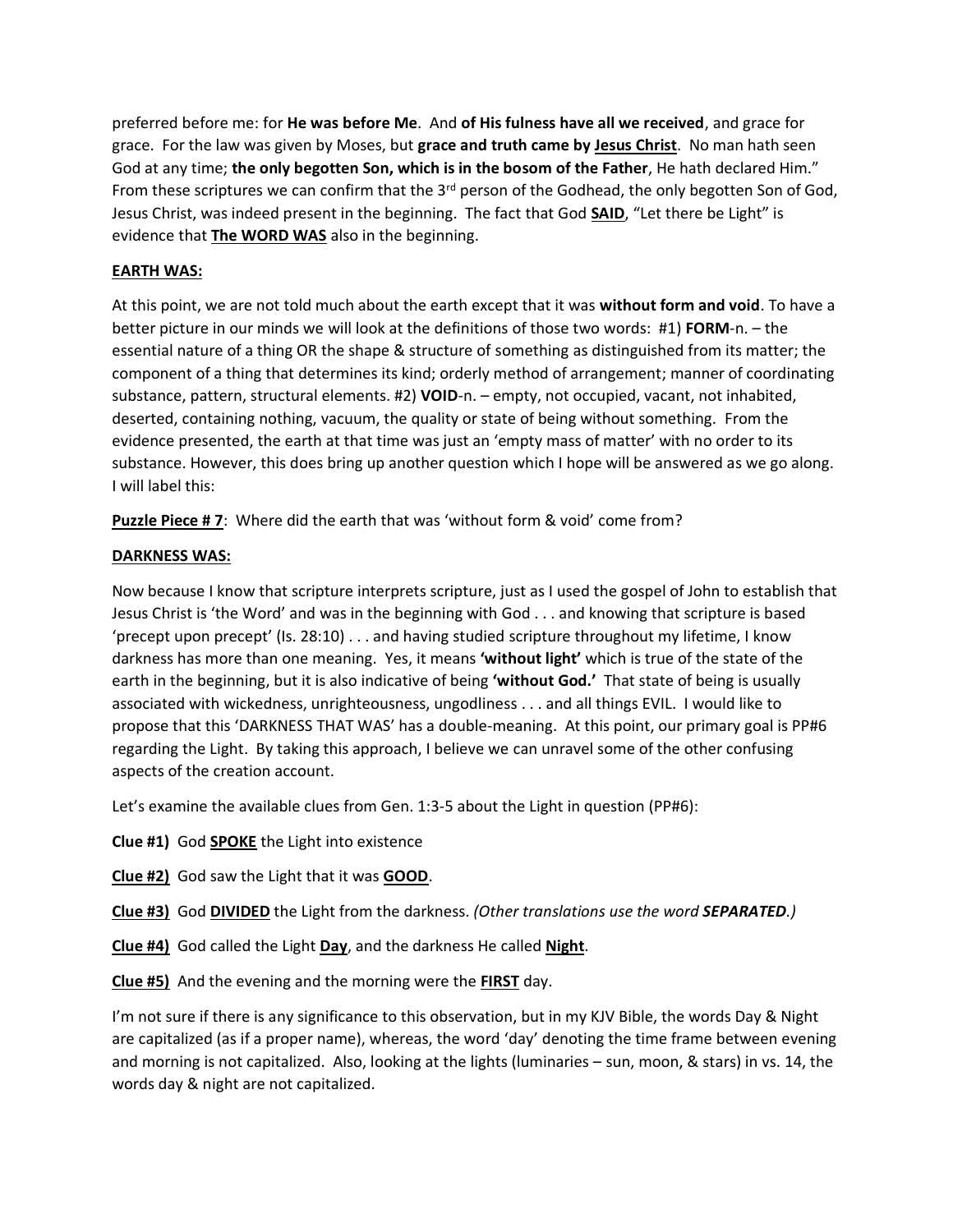preferred before me: for **He was before Me**. And **of His fulness have all we received**, and grace for grace. For the law was given by Moses, but **grace and truth came by Jesus Christ**. No man hath seen God at any time; **the only begotten Son, which is in the bosom of the Father**, He hath declared Him." From these scriptures we can confirm that the 3rd person of the Godhead, the only begotten Son of God, Jesus Christ, was indeed present in the beginning. The fact that God **SAID**, "Let there be Light" is evidence that **The WORD WAS** also in the beginning.

**EARTH WAS:**

At this point, we are not told much about the earth except that it was **without form and void**. To have a better picture in our minds we will look at the definitions of those two words: #1) **FORM**-n. – the essential nature of a thing OR the shape & structure of something as distinguished from its matter; the component of a thing that determines its kind; orderly method of arrangement; manner of coordinating substance, pattern, structural elements. #2) **VOID**-n. – empty, not occupied, vacant, not inhabited, deserted, containing nothing, vacuum, the quality or state of being without something. From the evidence presented, the earth at that time was just an 'empty mass of matter' with no order to its substance. However, this does bring up another question which I hope will be answered as we go along. I will label this:

**Puzzle Piece # 7**: Where did the earth that was 'without form & void' come from?

**DARKNESS WAS:**

Now because I know that scripture interprets scripture, just as I used the gospel of John to establish that Jesus Christ is 'the Word' and was in the beginning with God . . . and knowing that scripture is based 'precept upon precept' (Is. 28:10) . . . and having studied scripture throughout my lifetime, I know darkness has more than one meaning. Yes, it means **'without light'** which is true of the state of the earth in the beginning, but it is also indicative of being **'without God.'** That state of being is usually associated with wickedness, unrighteousness, ungodliness . . . and all things EVIL. I would like to propose that this 'DARKNESS THAT WAS' has a double-meaning. At this point, our primary goal is PP#6 regarding the Light. By taking this approach, I believe we can unravel some of the other confusing aspects of the creation account.

Let's examine the available clues from Gen. 1:3-5 about the Light in question (PP#6):

**Clue #1)** God **SPOKE** the Light into existence

**Clue #2)** God saw the Light that it was **GOOD**.

**Clue #3)** God **DIVIDED** the Light from the darkness. *(Other translations use the word **SEPARATED**.)*

**Clue #4)** God called the Light **Day**, and the darkness He called **Night**.

**Clue #5)** And the evening and the morning were the **FIRST** day.

I'm not sure if there is any significance to this observation, but in my KJV Bible, the words Day & Night are capitalized (as if a proper name), whereas, the word 'day' denoting the time frame between evening and morning is not capitalized. Also, looking at the lights (luminaries – sun, moon, & stars) in vs. 14, the words day & night are not capitalized.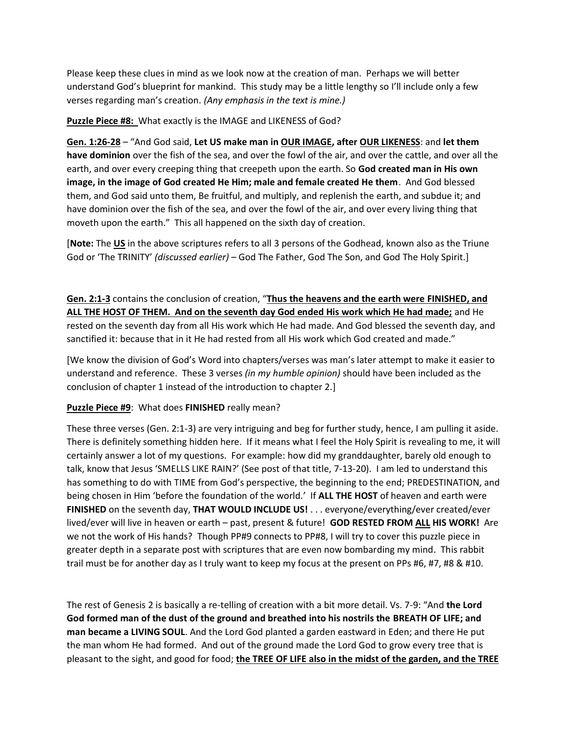Please keep these clues in mind as we look now at the creation of man. Perhaps we will better understand God's blueprint for mankind. This study may be a little lengthy so I'll include only a few verses regarding man's creation. *(Any emphasis in the text is mine.)*

**Puzzle Piece #8:** What exactly is the IMAGE and LIKENESS of God?

**Gen. 1:26-28** – "And God said, **Let US make man in OUR IMAGE, after OUR LIKENESS**: and **let them have dominion** over the fish of the sea, and over the fowl of the air, and over the cattle, and over all the earth, and over every creeping thing that creepeth upon the earth. So **God created man in His own image, in the image of God created He Him; male and female created He them**. And God blessed them, and God said unto them, Be fruitful, and multiply, and replenish the earth, and subdue it; and have dominion over the fish of the sea, and over the fowl of the air, and over every living thing that moveth upon the earth." This all happened on the sixth day of creation.

[**Note:** The **US** in the above scriptures refers to all 3 persons of the Godhead, known also as the Triune God or 'The TRINITY' *(discussed earlier)* – God The Father, God The Son, and God The Holy Spirit.]

**Gen. 2:1-3** contains the conclusion of creation, "**Thus the heavens and the earth were FINISHED, and ALL THE HOST OF THEM. And on the seventh day God ended His work which He had made;** and He rested on the seventh day from all His work which He had made. And God blessed the seventh day, and sanctified it: because that in it He had rested from all His work which God created and made."

[We know the division of God's Word into chapters/verses was man's later attempt to make it easier to understand and reference. These 3 verses *(in my humble opinion)* should have been included as the conclusion of chapter 1 instead of the introduction to chapter 2.]

**Puzzle Piece #9**: What does **FINISHED** really mean?

These three verses (Gen. 2:1-3) are very intriguing and beg for further study, hence, I am pulling it aside. There is definitely something hidden here. If it means what I feel the Holy Spirit is revealing to me, it will certainly answer a lot of my questions. For example: how did my granddaughter, barely old enough to talk, know that Jesus 'SMELLS LIKE RAIN?' (See post of that title, 7-13-20). I am led to understand this has something to do with TIME from God's perspective, the beginning to the end; PREDESTINATION, and being chosen in Him 'before the foundation of the world.' If **ALL THE HOST** of heaven and earth were **FINISHED** on the seventh day, **THAT WOULD INCLUDE US!** . . . everyone/everything/ever created/ever lived/ever will live in heaven or earth – past, present & future! **GOD RESTED FROM ALL HIS WORK!** Are we not the work of His hands? Though PP#9 connects to PP#8, I will try to cover this puzzle piece in greater depth in a separate post with scriptures that are even now bombarding my mind. This rabbit trail must be for another day as I truly want to keep my focus at the present on PPs #6, #7, #8 & #10.

The rest of Genesis 2 is basically a re-telling of creation with a bit more detail. Vs. 7-9: "And **the Lord God formed man of the dust of the ground and breathed into his nostrils the BREATH OF LIFE; and man became a LIVING SOUL**. And the Lord God planted a garden eastward in Eden; and there He put the man whom He had formed. And out of the ground made the Lord God to grow every tree that is pleasant to the sight, and good for food; **the TREE OF LIFE also in the midst of the garden, and the TREE**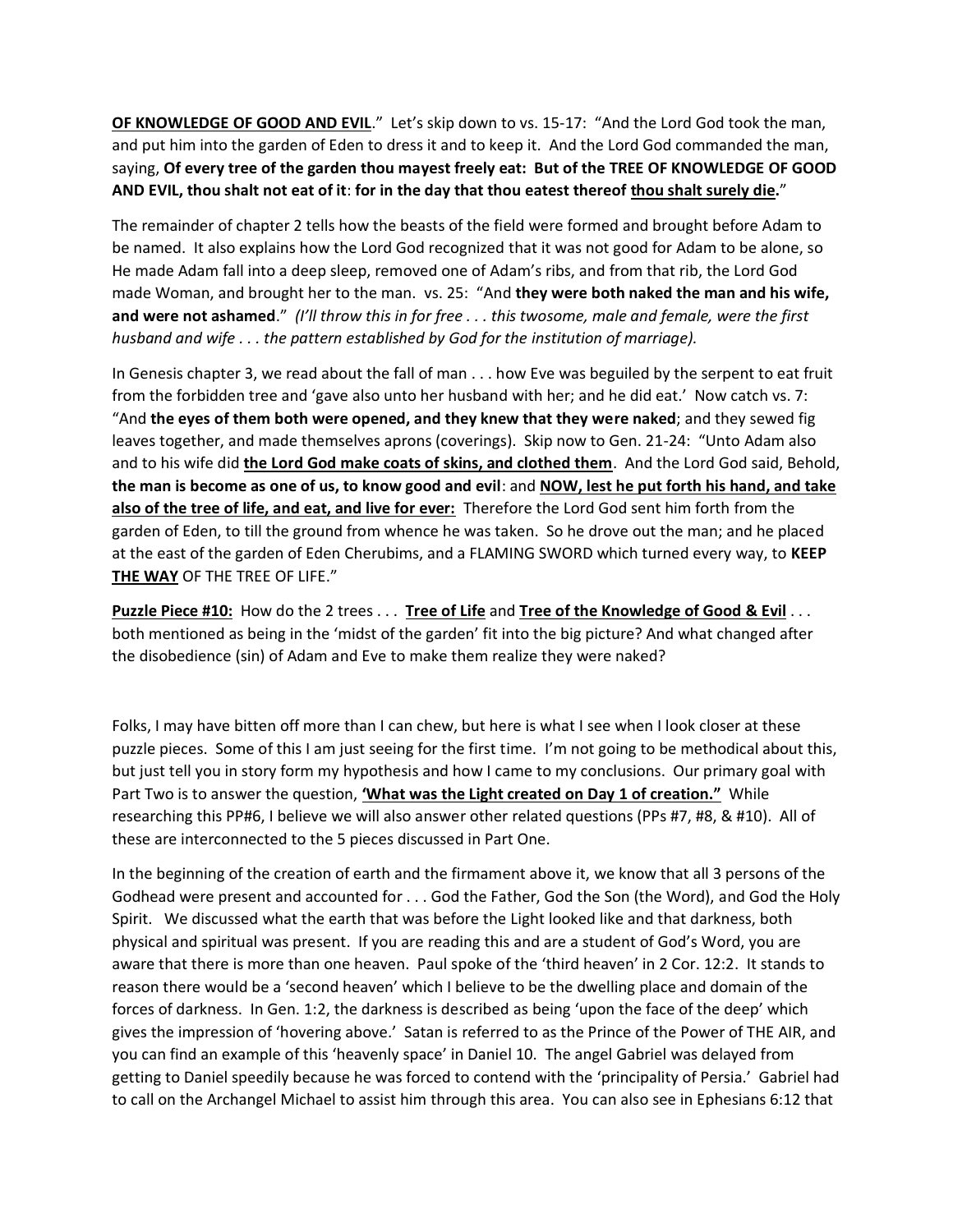**<u>OF KNOWLEDGE OF GOOD AND EVIL</u>**." Let's skip down to vs. 15-17: "And the Lord God took the man, and put him into the garden of Eden to dress it and to keep it. And the Lord God commanded the man, saying, **Of every tree of the garden thou mayest freely eat: But of the TREE OF KNOWLEDGE OF GOOD AND EVIL, thou shalt not eat of it**: **for in the day that thou eatest thereof <u>thou shalt surely die</u>.**"

The remainder of chapter 2 tells how the beasts of the field were formed and brought before Adam to be named. It also explains how the Lord God recognized that it was not good for Adam to be alone, so He made Adam fall into a deep sleep, removed one of Adam's ribs, and from that rib, the Lord God made Woman, and brought her to the man. vs. 25: "And **they were both naked the man and his wife, and were not ashamed**." *(I'll throw this in for free . . . this twosome, male and female, were the first husband and wife . . . the pattern established by God for the institution of marriage).*

In Genesis chapter 3, we read about the fall of man . . . how Eve was beguiled by the serpent to eat fruit from the forbidden tree and 'gave also unto her husband with her; and he did eat.' Now catch vs. 7: "And **the eyes of them both were opened, and they knew that they were naked**; and they sewed fig leaves together, and made themselves aprons (coverings). Skip now to Gen. 21-24: "Unto Adam also and to his wife did **<u>the Lord God make coats of skins, and clothed them</u>**. And the Lord God said, Behold, **the man is become as one of us, to know good and evil**: and **<u>NOW, lest he put forth his hand, and take also of the tree of life, and eat, and live for ever:</u>** Therefore the Lord God sent him forth from the garden of Eden, to till the ground from whence he was taken. So he drove out the man; and he placed at the east of the garden of Eden Cherubims, and a FLAMING SWORD which turned every way, to **KEEP <u>THE WAY</u>** OF THE TREE OF LIFE."

**<u>Puzzle Piece #10:</u>** How do the 2 trees . . . **<u>Tree of Life</u>** and **<u>Tree of the Knowledge of Good & Evil</u>** . . . both mentioned as being in the 'midst of the garden' fit into the big picture? And what changed after the disobedience (sin) of Adam and Eve to make them realize they were naked?

Folks, I may have bitten off more than I can chew, but here is what I see when I look closer at these puzzle pieces. Some of this I am just seeing for the first time. I'm not going to be methodical about this, but just tell you in story form my hypothesis and how I came to my conclusions. Our primary goal with Part Two is to answer the question, **<u>'What was the Light created on Day 1 of creation."</u>** While researching this PP#6, I believe we will also answer other related questions (PPs #7, #8, & #10). All of these are interconnected to the 5 pieces discussed in Part One.

In the beginning of the creation of earth and the firmament above it, we know that all 3 persons of the Godhead were present and accounted for . . . God the Father, God the Son (the Word), and God the Holy Spirit. We discussed what the earth that was before the Light looked like and that darkness, both physical and spiritual was present. If you are reading this and are a student of God's Word, you are aware that there is more than one heaven. Paul spoke of the 'third heaven' in 2 Cor. 12:2. It stands to reason there would be a 'second heaven' which I believe to be the dwelling place and domain of the forces of darkness. In Gen. 1:2, the darkness is described as being 'upon the face of the deep' which gives the impression of 'hovering above.' Satan is referred to as the Prince of the Power of THE AIR, and you can find an example of this 'heavenly space' in Daniel 10. The angel Gabriel was delayed from getting to Daniel speedily because he was forced to contend with the 'principality of Persia.' Gabriel had to call on the Archangel Michael to assist him through this area. You can also see in Ephesians 6:12 that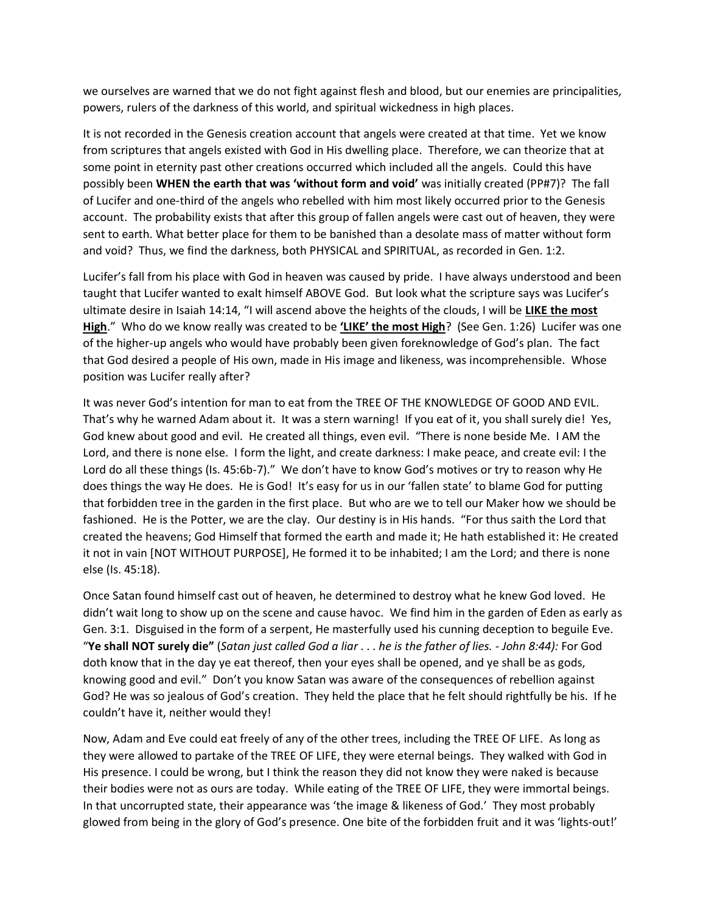we ourselves are warned that we do not fight against flesh and blood, but our enemies are principalities, powers, rulers of the darkness of this world, and spiritual wickedness in high places.

It is not recorded in the Genesis creation account that angels were created at that time. Yet we know from scriptures that angels existed with God in His dwelling place. Therefore, we can theorize that at some point in eternity past other creations occurred which included all the angels. Could this have possibly been **WHEN the earth that was 'without form and void'** was initially created (PP#7)? The fall of Lucifer and one-third of the angels who rebelled with him most likely occurred prior to the Genesis account. The probability exists that after this group of fallen angels were cast out of heaven, they were sent to earth. What better place for them to be banished than a desolate mass of matter without form and void? Thus, we find the darkness, both PHYSICAL and SPIRITUAL, as recorded in Gen. 1:2.

Lucifer's fall from his place with God in heaven was caused by pride. I have always understood and been taught that Lucifer wanted to exalt himself ABOVE God. But look what the scripture says was Lucifer's ultimate desire in Isaiah 14:14, "I will ascend above the heights of the clouds, I will be **<u>LIKE the most High</u>**." Who do we know really was created to be **<u>'LIKE' the most High</u>**? (See Gen. 1:26) Lucifer was one of the higher-up angels who would have probably been given foreknowledge of God's plan. The fact that God desired a people of His own, made in His image and likeness, was incomprehensible. Whose position was Lucifer really after?

It was never God's intention for man to eat from the TREE OF THE KNOWLEDGE OF GOOD AND EVIL. That's why he warned Adam about it. It was a stern warning! If you eat of it, you shall surely die! Yes, God knew about good and evil. He created all things, even evil. "There is none beside Me. I AM the Lord, and there is none else. I form the light, and create darkness: I make peace, and create evil: I the Lord do all these things (Is. 45:6b-7)." We don't have to know God's motives or try to reason why He does things the way He does. He is God! It's easy for us in our 'fallen state' to blame God for putting that forbidden tree in the garden in the first place. But who are we to tell our Maker how we should be fashioned. He is the Potter, we are the clay. Our destiny is in His hands. "For thus saith the Lord that created the heavens; God Himself that formed the earth and made it; He hath established it: He created it not in vain [NOT WITHOUT PURPOSE], He formed it to be inhabited; I am the Lord; and there is none else (Is. 45:18).

Once Satan found himself cast out of heaven, he determined to destroy what he knew God loved. He didn't wait long to show up on the scene and cause havoc. We find him in the garden of Eden as early as Gen. 3:1. Disguised in the form of a serpent, He masterfully used his cunning deception to beguile Eve. "**Ye shall NOT surely die"** (*Satan just called God a liar . . . he is the father of lies. - John 8:44):* For God doth know that in the day ye eat thereof, then your eyes shall be opened, and ye shall be as gods, knowing good and evil." Don't you know Satan was aware of the consequences of rebellion against God? He was so jealous of God's creation. They held the place that he felt should rightfully be his. If he couldn't have it, neither would they!

Now, Adam and Eve could eat freely of any of the other trees, including the TREE OF LIFE. As long as they were allowed to partake of the TREE OF LIFE, they were eternal beings. They walked with God in His presence. I could be wrong, but I think the reason they did not know they were naked is because their bodies were not as ours are today. While eating of the TREE OF LIFE, they were immortal beings. In that uncorrupted state, their appearance was 'the image & likeness of God.' They most probably glowed from being in the glory of God's presence. One bite of the forbidden fruit and it was 'lights-out!'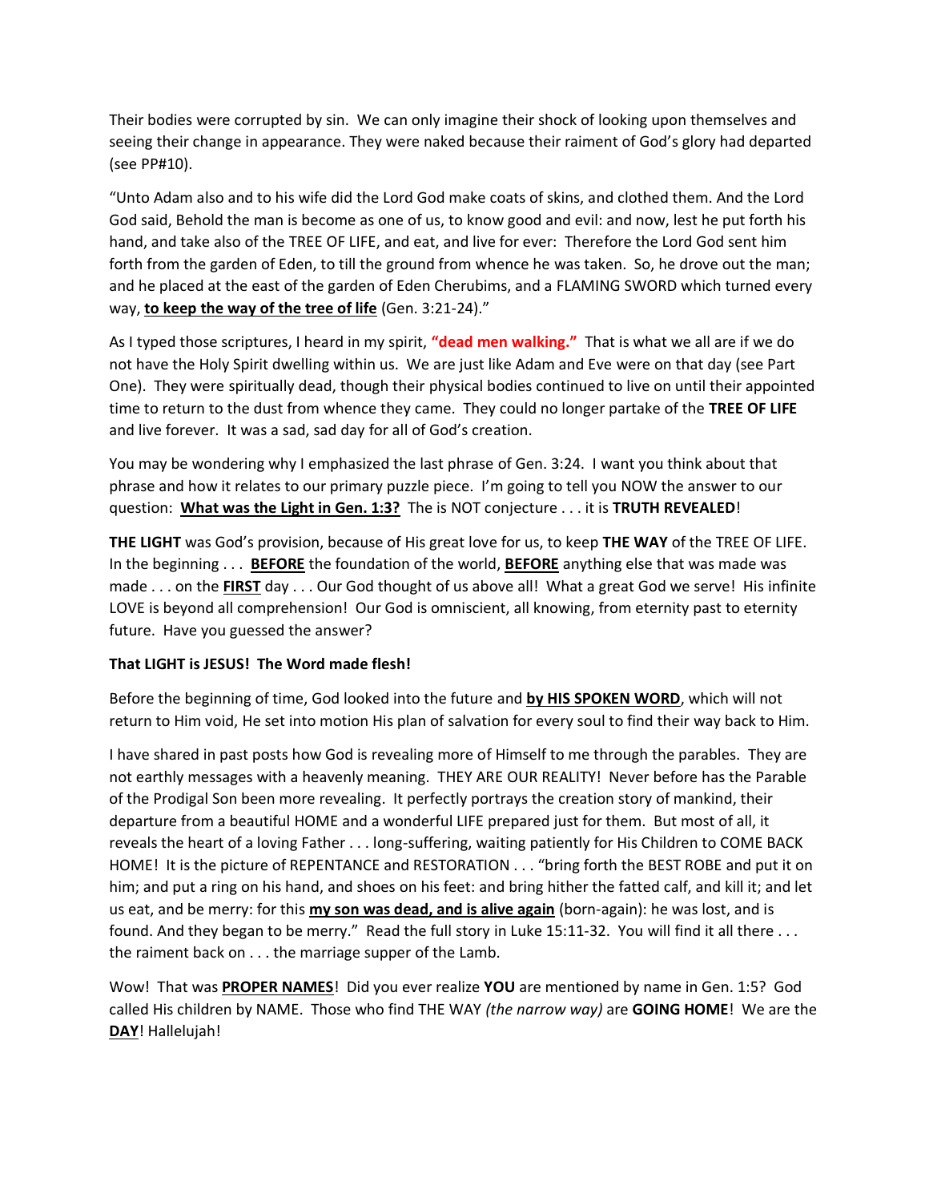Their bodies were corrupted by sin. We can only imagine their shock of looking upon themselves and seeing their change in appearance. They were naked because their raiment of God's glory had departed (see PP#10).

"Unto Adam also and to his wife did the Lord God make coats of skins, and clothed them. And the Lord God said, Behold the man is become as one of us, to know good and evil: and now, lest he put forth his hand, and take also of the TREE OF LIFE, and eat, and live for ever: Therefore the Lord God sent him forth from the garden of Eden, to till the ground from whence he was taken. So, he drove out the man; and he placed at the east of the garden of Eden Cherubims, and a FLAMING SWORD which turned every way, **to keep the way of the tree of life** (Gen. 3:21-24)."

As I typed those scriptures, I heard in my spirit, **"dead men walking."** That is what we all are if we do not have the Holy Spirit dwelling within us. We are just like Adam and Eve were on that day (see Part One). They were spiritually dead, though their physical bodies continued to live on until their appointed time to return to the dust from whence they came. They could no longer partake of the **TREE OF LIFE** and live forever. It was a sad, sad day for all of God's creation.

You may be wondering why I emphasized the last phrase of Gen. 3:24. I want you think about that phrase and how it relates to our primary puzzle piece. I'm going to tell you NOW the answer to our question: **What was the Light in Gen. 1:3?** The is NOT conjecture . . . it is **TRUTH REVEALED**!

**THE LIGHT** was God's provision, because of His great love for us, to keep **THE WAY** of the TREE OF LIFE. In the beginning . . . **BEFORE** the foundation of the world, **BEFORE** anything else that was made was made . . . on the **FIRST** day . . . Our God thought of us above all! What a great God we serve! His infinite LOVE is beyond all comprehension! Our God is omniscient, all knowing, from eternity past to eternity future. Have you guessed the answer?

**That LIGHT is JESUS! The Word made flesh!**

Before the beginning of time, God looked into the future and **by HIS SPOKEN WORD**, which will not return to Him void, He set into motion His plan of salvation for every soul to find their way back to Him.

I have shared in past posts how God is revealing more of Himself to me through the parables. They are not earthly messages with a heavenly meaning. THEY ARE OUR REALITY! Never before has the Parable of the Prodigal Son been more revealing. It perfectly portrays the creation story of mankind, their departure from a beautiful HOME and a wonderful LIFE prepared just for them. But most of all, it reveals the heart of a loving Father . . . long-suffering, waiting patiently for His Children to COME BACK HOME! It is the picture of REPENTANCE and RESTORATION . . . "bring forth the BEST ROBE and put it on him; and put a ring on his hand, and shoes on his feet: and bring hither the fatted calf, and kill it; and let us eat, and be merry: for this **my son was dead, and is alive again** (born-again): he was lost, and is found. And they began to be merry." Read the full story in Luke 15:11-32. You will find it all there . . . the raiment back on . . . the marriage supper of the Lamb.

Wow! That was **PROPER NAMES**! Did you ever realize **YOU** are mentioned by name in Gen. 1:5? God called His children by NAME. Those who find THE WAY *(the narrow way)* are **GOING HOME**! We are the **DAY**! Hallelujah!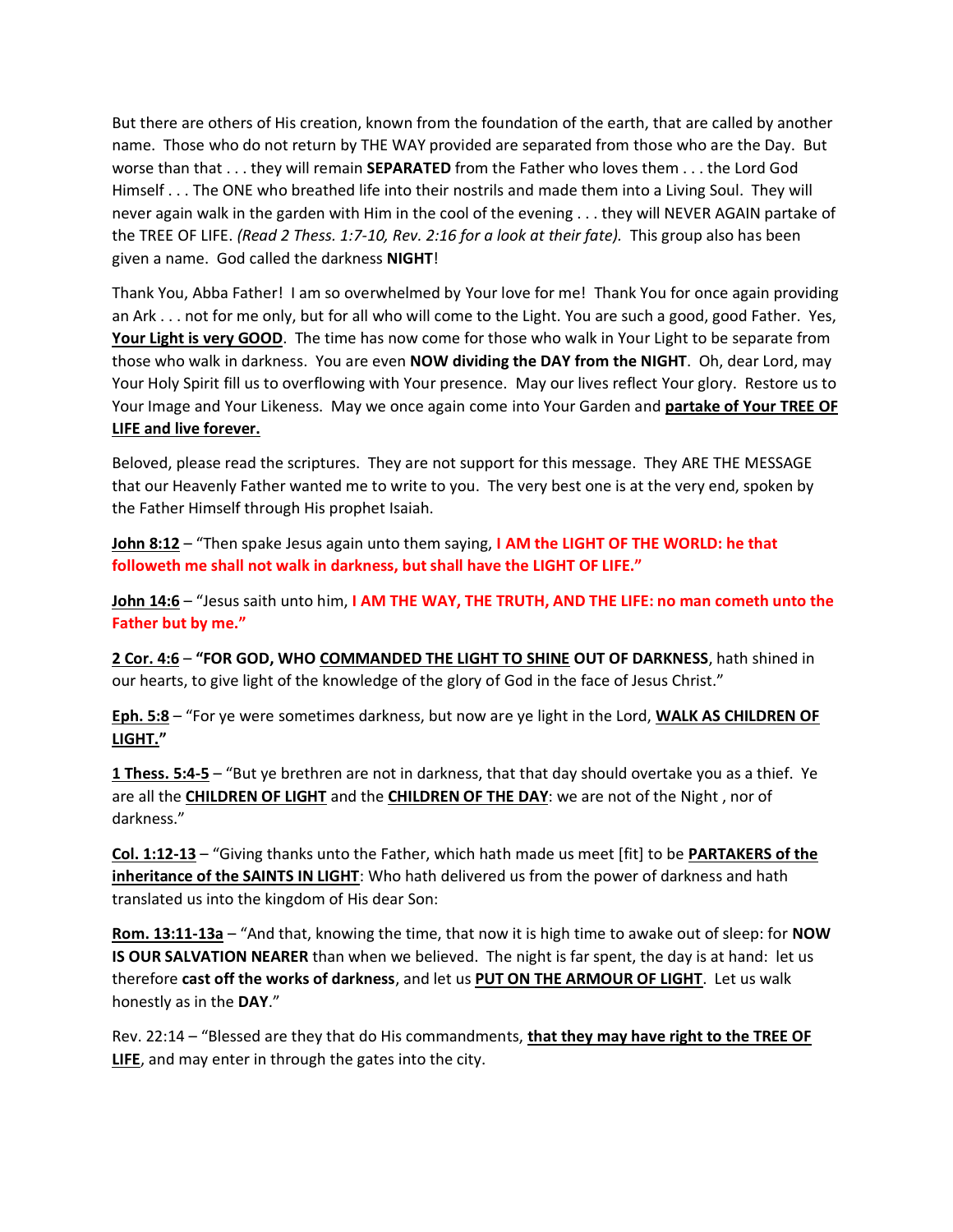But there are others of His creation, known from the foundation of the earth, that are called by another name. Those who do not return by THE WAY provided are separated from those who are the Day. But worse than that . . . they will remain **SEPARATED** from the Father who loves them . . . the Lord God Himself . . . The ONE who breathed life into their nostrils and made them into a Living Soul. They will never again walk in the garden with Him in the cool of the evening . . . they will NEVER AGAIN partake of the TREE OF LIFE. *(Read 2 Thess. 1:7-10, Rev. 2:16 for a look at their fate).* This group also has been given a name. God called the darkness **NIGHT**!

Thank You, Abba Father! I am so overwhelmed by Your love for me! Thank You for once again providing an Ark . . . not for me only, but for all who will come to the Light. You are such a good, good Father. Yes, **Your Light is very GOOD**. The time has now come for those who walk in Your Light to be separate from those who walk in darkness. You are even **NOW dividing the DAY from the NIGHT**. Oh, dear Lord, may Your Holy Spirit fill us to overflowing with Your presence. May our lives reflect Your glory. Restore us to Your Image and Your Likeness. May we once again come into Your Garden and **partake of Your TREE OF LIFE and live forever.**

Beloved, please read the scriptures. They are not support for this message. They ARE THE MESSAGE that our Heavenly Father wanted me to write to you. The very best one is at the very end, spoken by the Father Himself through His prophet Isaiah.

**John 8:12** – "Then spake Jesus again unto them saying, **I AM the LIGHT OF THE WORLD: he that followeth me shall not walk in darkness, but shall have the LIGHT OF LIFE."**

**John 14:6** – "Jesus saith unto him, **I AM THE WAY, THE TRUTH, AND THE LIFE: no man cometh unto the Father but by me."**

**2 Cor. 4:6** – **"FOR GOD, WHO COMMANDED THE LIGHT TO SHINE OUT OF DARKNESS**, hath shined in our hearts, to give light of the knowledge of the glory of God in the face of Jesus Christ."

**Eph. 5:8** – "For ye were sometimes darkness, but now are ye light in the Lord, **WALK AS CHILDREN OF LIGHT."**

**1 Thess. 5:4-5** – "But ye brethren are not in darkness, that that day should overtake you as a thief. Ye are all the **CHILDREN OF LIGHT** and the **CHILDREN OF THE DAY**: we are not of the Night , nor of darkness."

**Col. 1:12-13** – "Giving thanks unto the Father, which hath made us meet [fit] to be **PARTAKERS of the inheritance of the SAINTS IN LIGHT**: Who hath delivered us from the power of darkness and hath translated us into the kingdom of His dear Son:

**Rom. 13:11-13a** – "And that, knowing the time, that now it is high time to awake out of sleep: for **NOW IS OUR SALVATION NEARER** than when we believed. The night is far spent, the day is at hand: let us therefore **cast off the works of darkness**, and let us **PUT ON THE ARMOUR OF LIGHT**. Let us walk honestly as in the **DAY**."

Rev. 22:14 – "Blessed are they that do His commandments, **that they may have right to the TREE OF LIFE**, and may enter in through the gates into the city.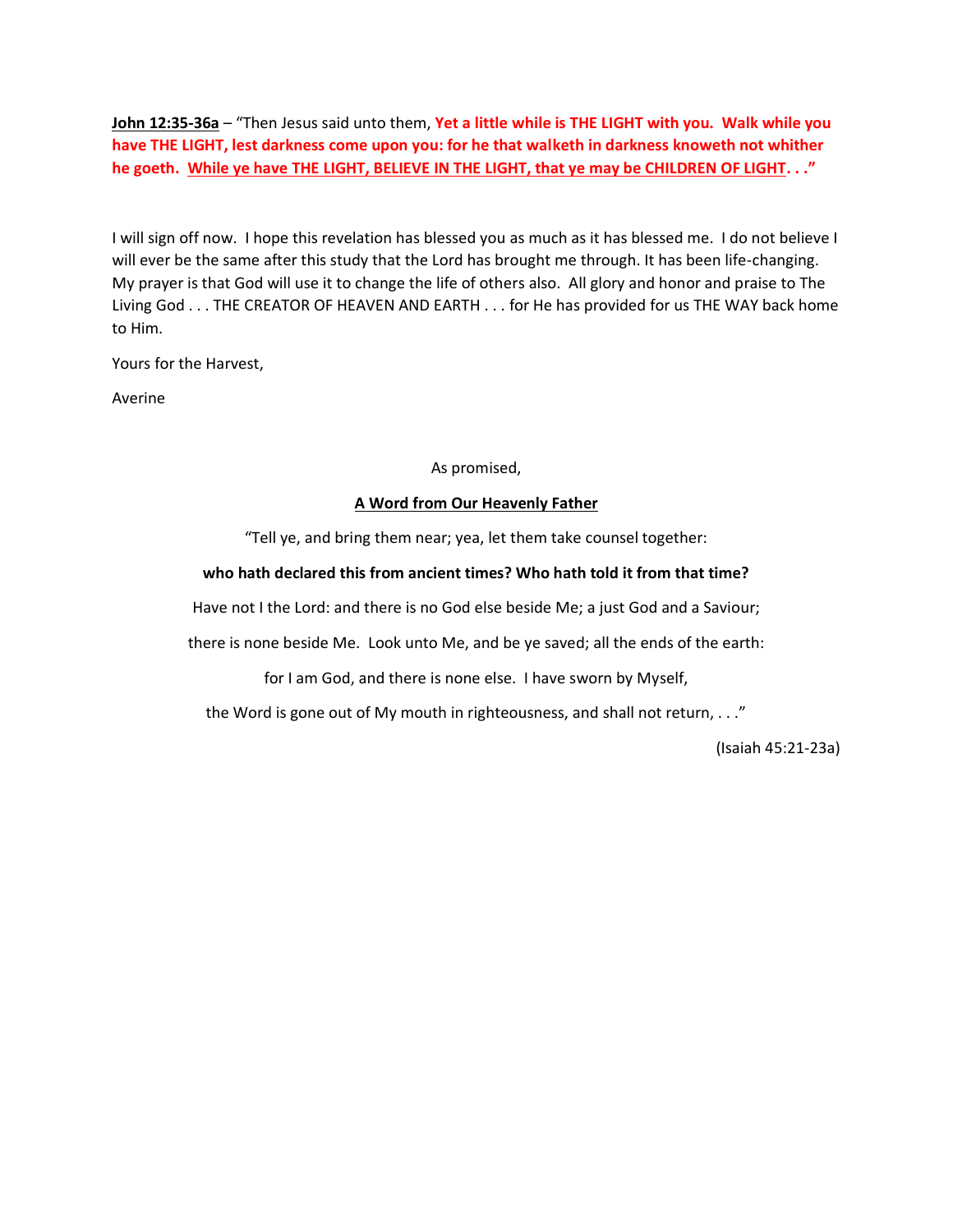**John 12:35-36a** – "Then Jesus said unto them, **Yet a little while is THE LIGHT with you. Walk while you have THE LIGHT, lest darkness come upon you: for he that walketh in darkness knoweth not whither he goeth. While ye have THE LIGHT, BELIEVE IN THE LIGHT, that ye may be CHILDREN OF LIGHT. . ."**

I will sign off now. I hope this revelation has blessed you as much as it has blessed me. I do not believe I will ever be the same after this study that the Lord has brought me through. It has been life-changing. My prayer is that God will use it to change the life of others also. All glory and honor and praise to The Living God . . . THE CREATOR OF HEAVEN AND EARTH . . . for He has provided for us THE WAY back home to Him.

Yours for the Harvest,

Averine

As promised,

**A Word from Our Heavenly Father**

"Tell ye, and bring them near; yea, let them take counsel together:

**who hath declared this from ancient times? Who hath told it from that time?**

Have not I the Lord: and there is no God else beside Me; a just God and a Saviour;

there is none beside Me. Look unto Me, and be ye saved; all the ends of the earth:

for I am God, and there is none else. I have sworn by Myself,

the Word is gone out of My mouth in righteousness, and shall not return, . . ."

(Isaiah 45:21-23a)